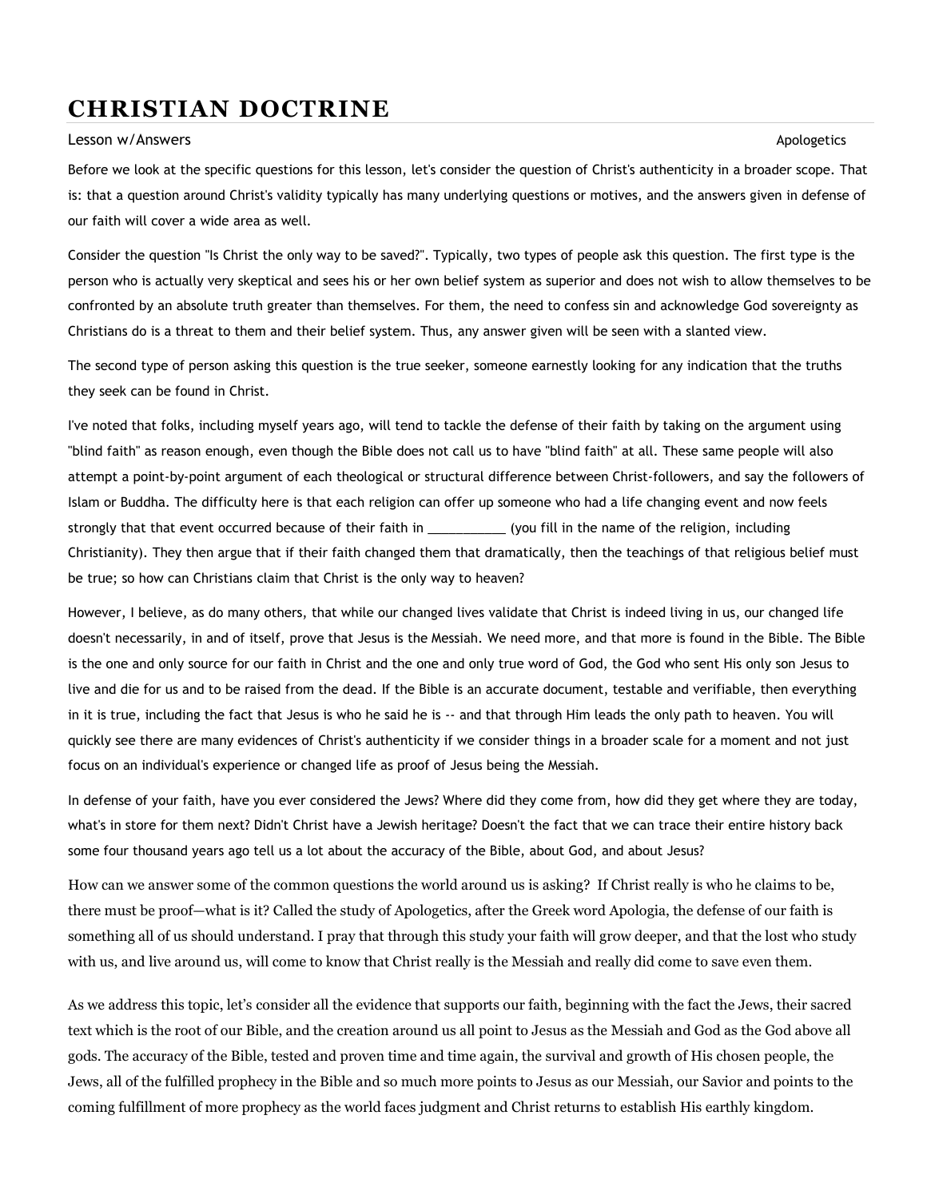# CHRISTIAN DOCTRINE

Lesson w/Answers Apologetics

Before we look at the specific questions for this lesson, let's consider the question of Christ's authenticity in a broader scope. That is: that a question around Christ's validity typically has many underlying questions or motives, and the answers given in defense of our faith will cover a wide area as well.

Consider the question "Is Christ the only way to be saved?". Typically, two types of people ask this question. The first type is the person who is actually very skeptical and sees his or her own belief system as superior and does not wish to allow themselves to be confronted by an absolute truth greater than themselves. For them, the need to confess sin and acknowledge God sovereignty as Christians do is a threat to them and their belief system. Thus, any answer given will be seen with a slanted view.

The second type of person asking this question is the true seeker, someone earnestly looking for any indication that the truths they seek can be found in Christ.

I've noted that folks, including myself years ago, will tend to tackle the defense of their faith by taking on the argument using "blind faith" as reason enough, even though the Bible does not call us to have "blind faith" at all. These same people will also attempt a point-by-point argument of each theological or structural difference between Christ-followers, and say the followers of Islam or Buddha. The difficulty here is that each religion can offer up someone who had a life changing event and now feels strongly that that event occurred because of their faith in ___________ (you fill in the name of the religion, including Christianity). They then argue that if their faith changed them that dramatically, then the teachings of that religious belief must be true; so how can Christians claim that Christ is the only way to heaven?

However, I believe, as do many others, that while our changed lives validate that Christ is indeed living in us, our changed life doesn't necessarily, in and of itself, prove that Jesus is the Messiah. We need more, and that more is found in the Bible. The Bible is the one and only source for our faith in Christ and the one and only true word of God, the God who sent His only son Jesus to live and die for us and to be raised from the dead. If the Bible is an accurate document, testable and verifiable, then everything in it is true, including the fact that Jesus is who he said he is -- and that through Him leads the only path to heaven. You will quickly see there are many evidences of Christ's authenticity if we consider things in a broader scale for a moment and not just focus on an individual's experience or changed life as proof of Jesus being the Messiah.

In defense of your faith, have you ever considered the Jews? Where did they come from, how did they get where they are today, what's in store for them next? Didn't Christ have a Jewish heritage? Doesn't the fact that we can trace their entire history back some four thousand years ago tell us a lot about the accuracy of the Bible, about God, and about Jesus?

How can we answer some of the common questions the world around us is asking? If Christ really is who he claims to be, there must be proof—what is it? Called the study of Apologetics, after the Greek word Apologia, the defense of our faith is something all of us should understand. I pray that through this study your faith will grow deeper, and that the lost who study with us, and live around us, will come to know that Christ really is the Messiah and really did come to save even them.

As we address this topic, let's consider all the evidence that supports our faith, beginning with the fact the Jews, their sacred text which is the root of our Bible, and the creation around us all point to Jesus as the Messiah and God as the God above all gods. The accuracy of the Bible, tested and proven time and time again, the survival and growth of His chosen people, the Jews, all of the fulfilled prophecy in the Bible and so much more points to Jesus as our Messiah, our Savior and points to the coming fulfillment of more prophecy as the world faces judgment and Christ returns to establish His earthly kingdom.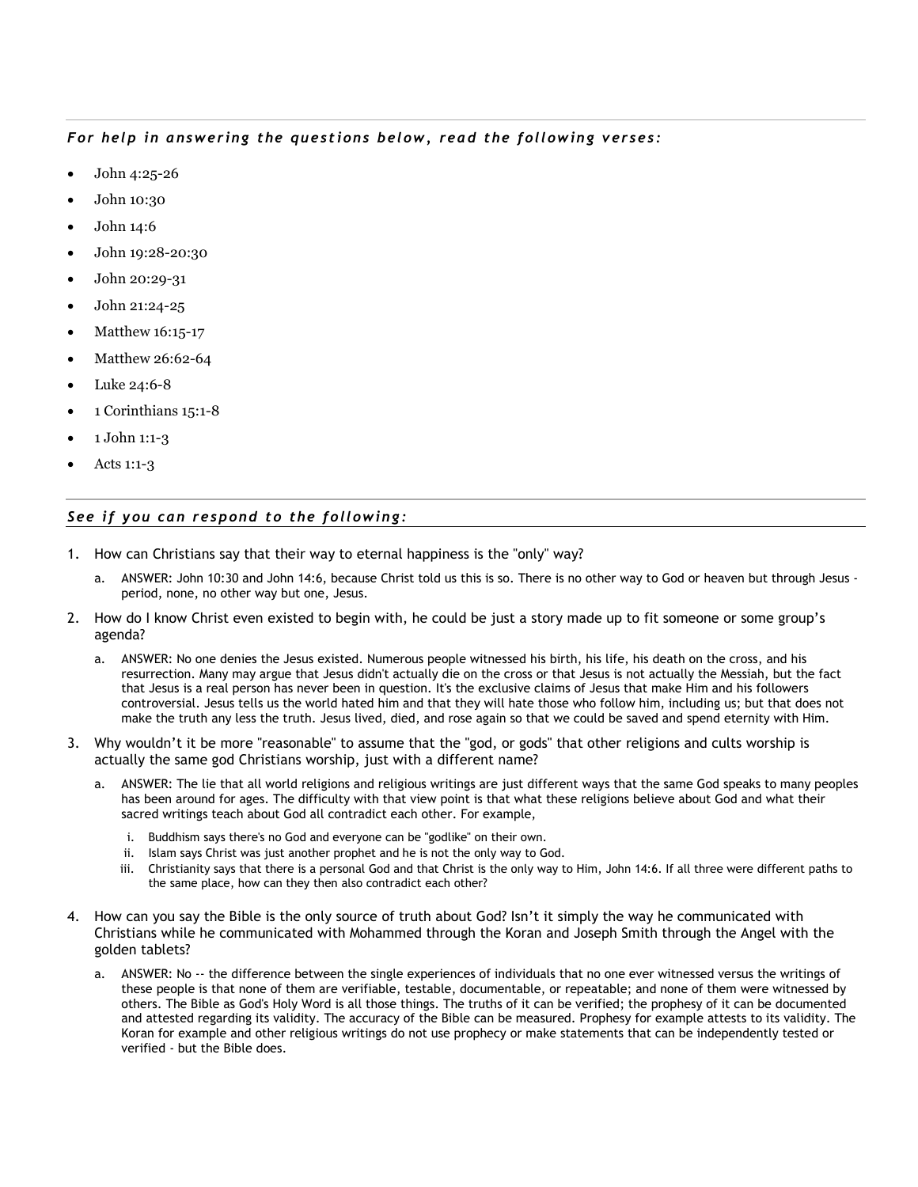*For help in answering the questions below, read the following verses:*

- John 4:25-26
- John 10:30
- John 14:6
- John 19:28-20:30
- John 20:29-31
- John 21:24-25
- Matthew 16:15-17
- Matthew 26:62-64
- Luke 24:6-8
- 1 Corinthians 15:1-8
- 1 John 1:1-3
- Acts 1:1-3

*See if you can respond to the following:*

1. How can Christians say that their way to eternal happiness is the "only" way?
   a. ANSWER: John 10:30 and John 14:6, because Christ told us this is so. There is no other way to God or heaven but through Jesus - period, none, no other way but one, Jesus.
2. How do I know Christ even existed to begin with, he could be just a story made up to fit someone or some group's agenda?
   a. ANSWER: No one denies the Jesus existed. Numerous people witnessed his birth, his life, his death on the cross, and his resurrection. Many may argue that Jesus didn't actually die on the cross or that Jesus is not actually the Messiah, but the fact that Jesus is a real person has never been in question. It's the exclusive claims of Jesus that make Him and his followers controversial. Jesus tells us the world hated him and that they will hate those who follow him, including us; but that does not make the truth any less the truth. Jesus lived, died, and rose again so that we could be saved and spend eternity with Him.
3. Why wouldn't it be more "reasonable" to assume that the "god, or gods" that other religions and cults worship is actually the same god Christians worship, just with a different name?
   a. ANSWER: The lie that all world religions and religious writings are just different ways that the same God speaks to many peoples has been around for ages. The difficulty with that view point is that what these religions believe about God and what their sacred writings teach about God all contradict each other. For example,
      i. Buddhism says there's no God and everyone can be "godlike" on their own.
      ii. Islam says Christ was just another prophet and he is not the only way to God.
      iii. Christianity says that there is a personal God and that Christ is the only way to Him, John 14:6. If all three were different paths to the same place, how can they then also contradict each other?
4. How can you say the Bible is the only source of truth about God? Isn't it simply the way he communicated with Christians while he communicated with Mohammed through the Koran and Joseph Smith through the Angel with the golden tablets?
   a. ANSWER: No -- the difference between the single experiences of individuals that no one ever witnessed versus the writings of these people is that none of them are verifiable, testable, documentable, or repeatable; and none of them were witnessed by others. The Bible as God's Holy Word is all those things. The truths of it can be verified; the prophesy of it can be documented and attested regarding its validity. The accuracy of the Bible can be measured. Prophesy for example attests to its validity. The Koran for example and other religious writings do not use prophecy or make statements that can be independently tested or verified - but the Bible does.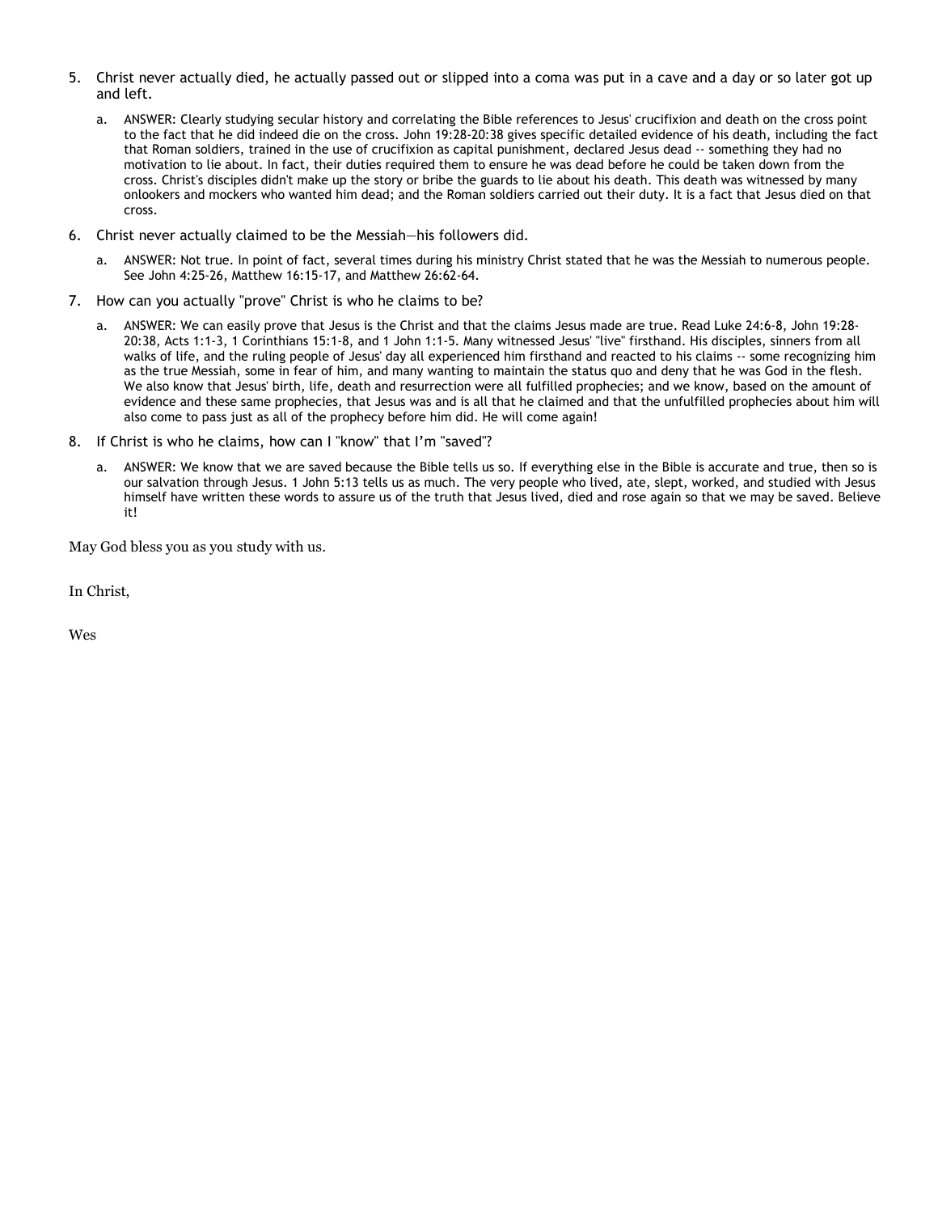5. Christ never actually died, he actually passed out or slipped into a coma was put in a cave and a day or so later got up and left.

   a. ANSWER: Clearly studying secular history and correlating the Bible references to Jesus' crucifixion and death on the cross point to the fact that he did indeed die on the cross. John 19:28-20:38 gives specific detailed evidence of his death, including the fact that Roman soldiers, trained in the use of crucifixion as capital punishment, declared Jesus dead -- something they had no motivation to lie about. In fact, their duties required them to ensure he was dead before he could be taken down from the cross. Christ's disciples didn't make up the story or bribe the guards to lie about his death. This death was witnessed by many onlookers and mockers who wanted him dead; and the Roman soldiers carried out their duty. It is a fact that Jesus died on that cross.

6. Christ never actually claimed to be the Messiah—his followers did.

   a. ANSWER: Not true. In point of fact, several times during his ministry Christ stated that he was the Messiah to numerous people. See John 4:25-26, Matthew 16:15-17, and Matthew 26:62-64.

7. How can you actually "prove" Christ is who he claims to be?

   a. ANSWER: We can easily prove that Jesus is the Christ and that the claims Jesus made are true. Read Luke 24:6-8, John 19:28-20:38, Acts 1:1-3, 1 Corinthians 15:1-8, and 1 John 1:1-5. Many witnessed Jesus' "live" firsthand. His disciples, sinners from all walks of life, and the ruling people of Jesus' day all experienced him firsthand and reacted to his claims -- some recognizing him as the true Messiah, some in fear of him, and many wanting to maintain the status quo and deny that he was God in the flesh. We also know that Jesus' birth, life, death and resurrection were all fulfilled prophecies; and we know, based on the amount of evidence and these same prophecies, that Jesus was and is all that he claimed and that the unfulfilled prophecies about him will also come to pass just as all of the prophecy before him did. He will come again!

8. If Christ is who he claims, how can I "know" that I'm "saved"?

   a. ANSWER: We know that we are saved because the Bible tells us so. If everything else in the Bible is accurate and true, then so is our salvation through Jesus. 1 John 5:13 tells us as much. The very people who lived, ate, slept, worked, and studied with Jesus himself have written these words to assure us of the truth that Jesus lived, died and rose again so that we may be saved. Believe it!

May God bless you as you study with us.

In Christ,

Wes